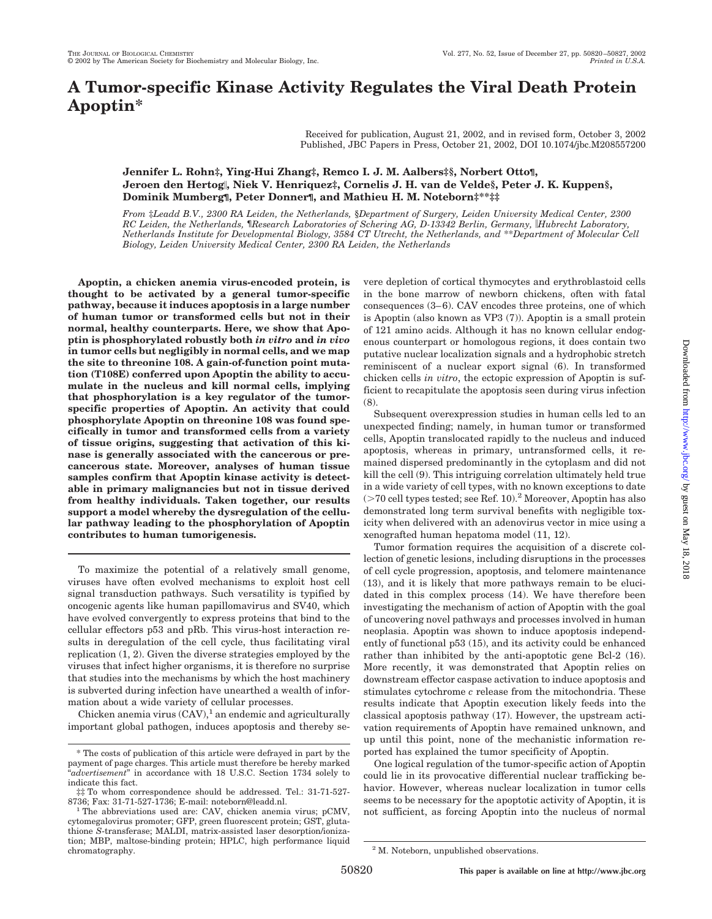# A Tumor-specific Kinase Activity Regulates the Viral Death Protein Apoptin*

Received for publication, August 21, 2002, and in revised form, October 3, 2002
Published, JBC Papers in Press, October 21, 2002, DOI 10.1074/jbc.M208557200

**Jennifer L. Rohn‡, Ying-Hui Zhang‡, Remco I. J. M. Aalbers‡§, Norbert Otto¶, Jeroen den Hertog‖, Niek V. Henriquez‡, Cornelis J. H. van de Velde§, Peter J. K. Kuppen§, Dominik Mumberg¶, Peter Donner¶, and Mathieu H. M. Noteborn‡**‡‡**

*From ‡Leadd B.V., 2300 RA Leiden, the Netherlands, §Department of Surgery, Leiden University Medical Center, 2300 RC Leiden, the Netherlands, ¶Research Laboratories of Schering AG, D-13342 Berlin, Germany, ‖Hubrecht Laboratory, Netherlands Institute for Developmental Biology, 3584 CT Utrecht, the Netherlands, and \*\*Department of Molecular Cell Biology, Leiden University Medical Center, 2300 RA Leiden, the Netherlands*

**Apoptin, a chicken anemia virus-encoded protein, is thought to be activated by a general tumor-specific pathway, because it induces apoptosis in a large number of human tumor or transformed cells but not in their normal, healthy counterparts. Here, we show that Apoptin is phosphorylated robustly both *in vitro* and *in vivo* in tumor cells but negligibly in normal cells, and we map the site to threonine 108. A gain-of-function point mutation (T108E) conferred upon Apoptin the ability to accumulate in the nucleus and kill normal cells, implying that phosphorylation is a key regulator of the tumor-specific properties of Apoptin. An activity that could phosphorylate Apoptin on threonine 108 was found specifically in tumor and transformed cells from a variety of tissue origins, suggesting that activation of this kinase is generally associated with the cancerous or precancerous state. Moreover, analyses of human tissue samples confirm that Apoptin kinase activity is detectable in primary malignancies but not in tissue derived from healthy individuals. Taken together, our results support a model whereby the dysregulation of the cellular pathway leading to the phosphorylation of Apoptin contributes to human tumorigenesis.**

To maximize the potential of a relatively small genome, viruses have often evolved mechanisms to exploit host cell signal transduction pathways. Such versatility is typified by oncogenic agents like human papillomavirus and SV40, which have evolved convergently to express proteins that bind to the cellular effectors p53 and pRb. This virus-host interaction results in deregulation of the cell cycle, thus facilitating viral replication (1, 2). Given the diverse strategies employed by the viruses that infect higher organisms, it is therefore no surprise that studies into the mechanisms by which the host machinery is subverted during infection have unearthed a wealth of information about a wide variety of cellular processes.

Chicken anemia virus (CAV),[1] an endemic and agriculturally important global pathogen, induces apoptosis and thereby severe depletion of cortical thymocytes and erythroblastoid cells in the bone marrow of newborn chickens, often with fatal consequences (3–6). CAV encodes three proteins, one of which is Apoptin (also known as VP3 (7)). Apoptin is a small protein of 121 amino acids. Although it has no known cellular endogenous counterpart or homologous regions, it does contain two putative nuclear localization signals and a hydrophobic stretch reminiscent of a nuclear export signal (6). In transformed chicken cells *in vitro*, the ectopic expression of Apoptin is sufficient to recapitulate the apoptosis seen during virus infection (8).

Subsequent overexpression studies in human cells led to an unexpected finding; namely, in human tumor or transformed cells, Apoptin translocated rapidly to the nucleus and induced apoptosis, whereas in primary, untransformed cells, it remained dispersed predominantly in the cytoplasm and did not kill the cell (9). This intriguing correlation ultimately held true in a wide variety of cell types, with no known exceptions to date (>70 cell types tested; see Ref. 10).[2] Moreover, Apoptin has also demonstrated long term survival benefits with negligible toxicity when delivered with an adenovirus vector in mice using a xenografted human hepatoma model (11, 12).

Tumor formation requires the acquisition of a discrete collection of genetic lesions, including disruptions in the processes of cell cycle progression, apoptosis, and telomere maintenance (13), and it is likely that more pathways remain to be elucidated in this complex process (14). We have therefore been investigating the mechanism of action of Apoptin with the goal of uncovering novel pathways and processes involved in human neoplasia. Apoptin was shown to induce apoptosis independently of functional p53 (15), and its activity could be enhanced rather than inhibited by the anti-apoptotic gene Bcl-2 (16). More recently, it was demonstrated that Apoptin relies on downstream effector caspase activation to induce apoptosis and stimulates cytochrome *c* release from the mitochondria. These results indicate that Apoptin execution likely feeds into the classical apoptosis pathway (17). However, the upstream activation requirements of Apoptin have remained unknown, and up until this point, none of the mechanistic information reported has explained the tumor specificity of Apoptin.

One logical regulation of the tumor-specific action of Apoptin could lie in its provocative differential nuclear trafficking behavior. However, whereas nuclear localization in tumor cells seems to be necessary for the apoptotic activity of Apoptin, it is not sufficient, as forcing Apoptin into the nucleus of normal

---

\* The costs of publication of this article were defrayed in part by the payment of page charges. This article must therefore be hereby marked "*advertisement*" in accordance with 18 U.S.C. Section 1734 solely to indicate this fact.

‡‡ To whom correspondence should be addressed. Tel.: 31-71-527-8736; Fax: 31-71-527-1736; E-mail: noteborn@leadd.nl.

[1] The abbreviations used are: CAV, chicken anemia virus; pCMV, cytomegalovirus promoter; GFP, green fluorescent protein; GST, glutathione *S*-transferase; MALDI, matrix-assisted laser desorption/ionization; MBP, maltose-binding protein; HPLC, high performance liquid chromatography.

[2] M. Noteborn, unpublished observations.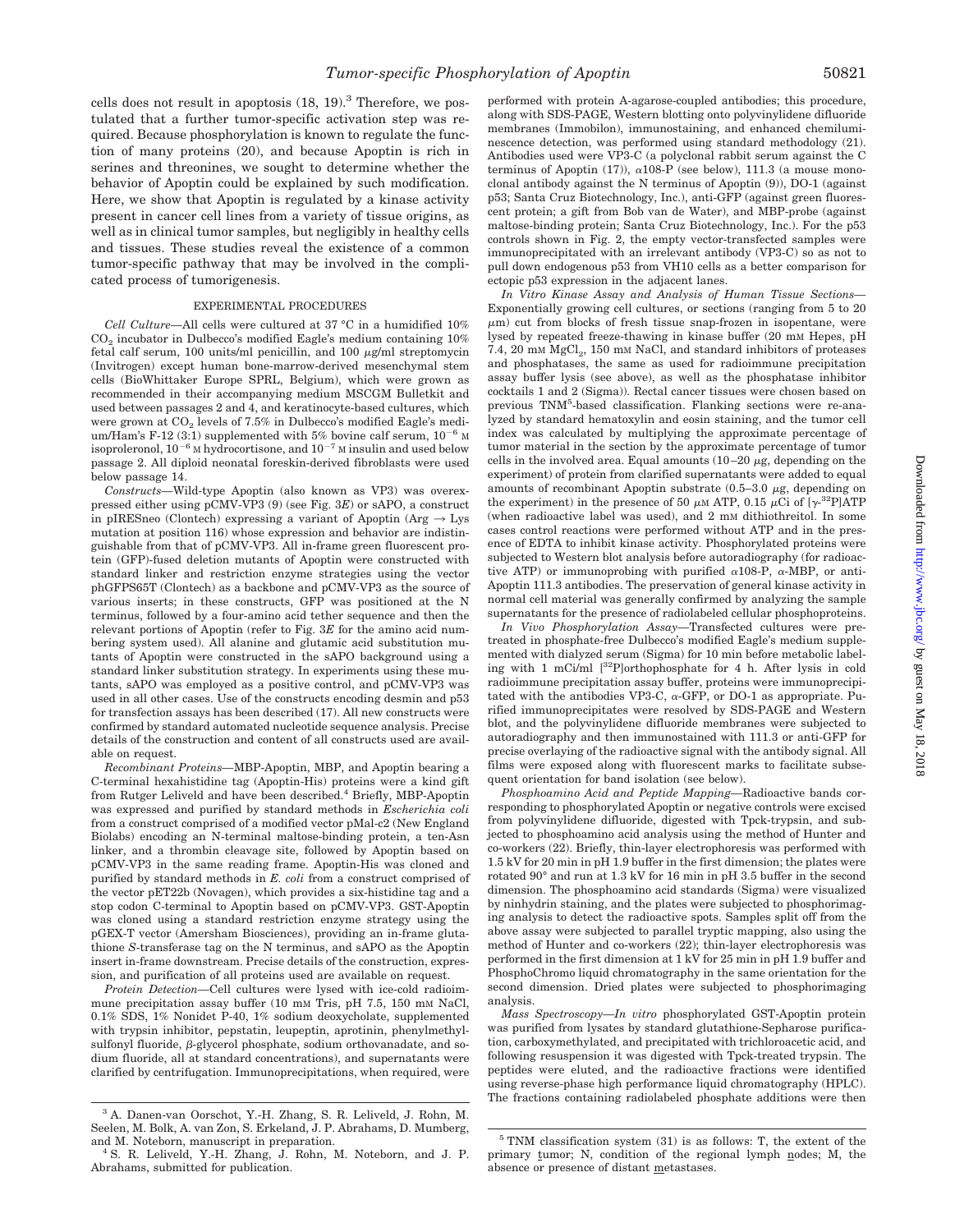cells does not result in apoptosis (18, 19).[3] Therefore, we postulated that a further tumor-specific activation step was required. Because phosphorylation is known to regulate the function of many proteins (20), and because Apoptin is rich in serines and threonines, we sought to determine whether the behavior of Apoptin could be explained by such modification. Here, we show that Apoptin is regulated by a kinase activity present in cancer cell lines from a variety of tissue origins, as well as in clinical tumor samples, but negligibly in healthy cells and tissues. These studies reveal the existence of a common tumor-specific pathway that may be involved in the complicated process of tumorigenesis.

## EXPERIMENTAL PROCEDURES

*Cell Culture*—All cells were cultured at 37 °C in a humidified 10% $CO_2$ incubator in Dulbecco's modified Eagle's medium containing 10% fetal calf serum, 100 units/ml penicillin, and 100 μg/ml streptomycin (Invitrogen) except human bone-marrow-derived mesenchymal stem cells (BioWhittaker Europe SPRL, Belgium), which were grown as recommended in their accompanying medium MSCGM Bulletkit and used between passages 2 and 4, and keratinocyte-based cultures, which were grown at $CO_2$ levels of 7.5% in Dulbecco's modified Eagle's medium/Ham's F-12 (3:1) supplemented with 5% bovine calf serum, $10^{-6}$ M isoproleronol, $10^{-6}$ M hydrocortisone, and $10^{-7}$ M insulin and used below passage 2. All diploid neonatal foreskin-derived fibroblasts were used below passage 14.

*Constructs*—Wild-type Apoptin (also known as VP3) was overexpressed either using pCMV-VP3 (9) (see Fig. 3*E*) or sAPO, a construct in pIRESneo (Clontech) expressing a variant of Apoptin (Arg → Lys mutation at position 116) whose expression and behavior are indistinguishable from that of pCMV-VP3. All in-frame green fluorescent protein (GFP)-fused deletion mutants of Apoptin were constructed with standard linker and restriction enzyme strategies using the vector phGFPS65T (Clontech) as a backbone and pCMV-VP3 as the source of various inserts; in these constructs, GFP was positioned at the N terminus, followed by a four-amino acid tether sequence and then the relevant portions of Apoptin (refer to Fig. 3*E* for the amino acid numbering system used). All alanine and glutamic acid substitution mutants of Apoptin were constructed in the sAPO background using a standard linker substitution strategy. In experiments using these mutants, sAPO was employed as a positive control, and pCMV-VP3 was used in all other cases. Use of the constructs encoding desmin and p53 for transfection assays has been described (17). All new constructs were confirmed by standard automated nucleotide sequence analysis. Precise details of the construction and content of all constructs used are available on request.

*Recombinant Proteins*—MBP-Apoptin, MBP, and Apoptin bearing a C-terminal hexahistidine tag (Apoptin-His) proteins were a kind gift from Rutger Leliveld and have been described.[4] Briefly, MBP-Apoptin was expressed and purified by standard methods in *Escherichia coli* from a construct comprised of a modified vector pMal-c2 (New England Biolabs) encoding an N-terminal maltose-binding protein, a ten-Asn linker, and a thrombin cleavage site, followed by Apoptin based on pCMV-VP3 in the same reading frame. Apoptin-His was cloned and purified by standard methods in *E. coli* from a construct comprised of the vector pET22b (Novagen), which provides a six-histidine tag and a stop codon C-terminal to Apoptin based on pCMV-VP3. GST-Apoptin was cloned using a standard restriction enzyme strategy using the pGEX-T vector (Amersham Biosciences), providing an in-frame glutathione *S*-transferase tag on the N terminus, and sAPO as the Apoptin insert in-frame downstream. Precise details of the construction, expression, and purification of all proteins used are available on request.

*Protein Detection*—Cell cultures were lysed with ice-cold radioimmune precipitation assay buffer (10 mM Tris, pH 7.5, 150 mM NaCl, 0.1% SDS, 1% Nonidet P-40, 1% sodium deoxycholate, supplemented with trypsin inhibitor, pepstatin, leupeptin, aprotinin, phenylmethylsulfonyl fluoride, β-glycerol phosphate, sodium orthovanadate, and sodium fluoride, all at standard concentrations), and supernatants were clarified by centrifugation. Immunoprecipitations, when required, were performed with protein A-agarose-coupled antibodies; this procedure, along with SDS-PAGE, Western blotting onto polyvinylidene difluoride membranes (Immobilon), and immunostaining, and enhanced chemiluminescence detection, was performed using standard methodology (21). Antibodies used were VP3-C (a polyclonal rabbit serum against the C terminus of Apoptin (17)), α108-P (see below), 111.3 (a mouse monoclonal antibody against the N terminus of Apoptin (9)), DO-1 (against p53; Santa Cruz Biotechnology, Inc.), anti-GFP (against green fluorescent protein; a gift from Bob van de Water), and MBP-probe (against maltose-binding protein; Santa Cruz Biotechnology, Inc.). For the p53 controls shown in Fig. 2, the empty vector-transfected samples were immunoprecipitated with an irrelevant antibody (VP3-C) so as not to pull down endogenous p53 from VH10 cells as a better comparison for ectopic p53 expression in the adjacent lanes.

*In Vitro Kinase Assay and Analysis of Human Tissue Sections*—Exponentially growing cell cultures, or sections (ranging from 5 to 20 μm) cut from blocks of fresh tissue snap-frozen in isopentane, were lysed by repeated freeze-thawing in kinase buffer (20 mM Hepes, pH 7.4, 20 mM $MgCl_2$, 150 mM NaCl, and standard inhibitors of proteases and phosphatases, the same as used for radioimmune precipitation assay buffer lysis (see above), as well as the phosphatase inhibitor cocktails 1 and 2 (Sigma)). Rectal cancer tissues were chosen based on previous TNM[5]-based classification. Flanking sections were re-analyzed by standard hematoxylin and eosin staining, and the tumor cell index was calculated by multiplying the approximate percentage of tumor material in the section by the approximate percentage of tumor cells in the involved area. Equal amounts (10–20 μg, depending on the experiment) of protein from clarified supernatants were added to equal amounts of recombinant Apoptin substrate (0.5–3.0 μg, depending on the experiment) in the presence of 50 μM ATP, 0.15 μCi of [$\gamma$-$^{32}$P]ATP (when radioactive label was used), and 2 mM dithiothreitol. In some cases control reactions were performed without ATP and in the presence of EDTA to inhibit kinase activity. Phosphorylated proteins were subjected to Western blot analysis before autoradiography (for radioactive ATP) or immunoprobing with purified α108-P, α-MBP, or anti-Apoptin 111.3 antibodies. The preservation of general kinase activity in normal cell material was generally confirmed by analyzing the sample supernatants for the presence of radiolabeled cellular phosphoproteins.

*In Vivo Phosphorylation Assay*—Transfected cultures were pretreated in phosphate-free Dulbecco's modified Eagle's medium supplemented with dialyzed serum (Sigma) for 10 min before metabolic labeling with 1 mCi/ml [$^{32}$P]orthophosphate for 4 h. After lysis in cold radioimmune precipitation assay buffer, proteins were immunoprecipitated with the antibodies VP3-C, α-GFP, or DO-1 as appropriate. Purified immunoprecipitates were resolved by SDS-PAGE and Western blot, and the polyvinylidene difluoride membranes were subjected to autoradiography and then immunostained with 111.3 or anti-GFP for precise overlaying of the radioactive signal with the antibody signal. All films were exposed along with fluorescent marks to facilitate subsequent orientation for band isolation (see below).

*Phosphoamino Acid and Peptide Mapping*—Radioactive bands corresponding to phosphorylated Apoptin or negative controls were excised from polyvinylidene difluoride, digested with Tpck-trypsin, and subjected to phosphoamino acid analysis using the method of Hunter and co-workers (22). Briefly, thin-layer electrophoresis was performed with 1.5 kV for 20 min in pH 1.9 buffer in the first dimension; the plates were rotated 90° and run at 1.3 kV for 16 min in pH 3.5 buffer in the second dimension. The phosphoamino acid standards (Sigma) were visualized by ninhydrin staining, and the plates were subjected to phosphorimaging analysis to detect the radioactive spots. Samples split off from the above assay were subjected to parallel tryptic mapping, also using the method of Hunter and co-workers (22); thin-layer electrophoresis was performed in the first dimension at 1 kV for 25 min in pH 1.9 buffer and PhosphoChromo liquid chromatography in the same orientation for the second dimension. Dried plates were subjected to phosphorimaging analysis.

*Mass Spectroscopy*—*In vitro* phosphorylated GST-Apoptin protein was purified from lysates by standard glutathione-Sepharose purification, carboxymethylated, and precipitated with trichloroacetic acid, and following resuspension it was digested with Tpck-treated trypsin. The peptides were eluted, and the radioactive fractions were identified using reverse-phase high performance liquid chromatography (HPLC). The fractions containing radiolabeled phosphate additions were then

[3] A. Danen-van Oorschot, Y.-H. Zhang, S. R. Leliveld, J. Rohn, M. Seelen, M. Bolk, A. van Zon, S. Erkeland, J. P. Abrahams, D. Mumberg, and M. Noteborn, manuscript in preparation.

[4] S. R. Leliveld, Y.-H. Zhang, J. Rohn, M. Noteborn, and J. P. Abrahams, submitted for publication.

[5] TNM classification system (31) is as follows: T, the extent of the primary tumor; N, condition of the regional lymph nodes; M, the absence or presence of distant metastases.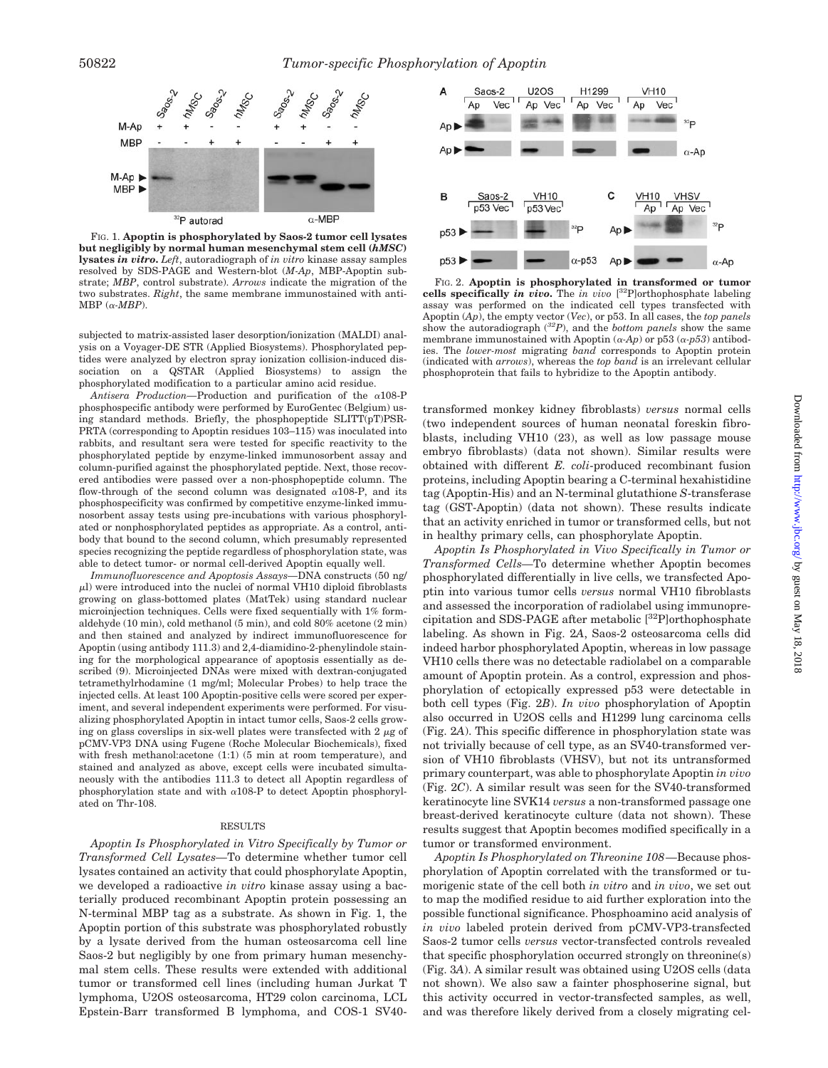FIG. 1. **Apoptin is phosphorylated by Saos-2 tumor cell lysates but negligibly by normal human mesenchymal stem cell (*hMSC*) lysates *in vitro*.** *Left*, autoradiograph of *in vitro* kinase assay samples resolved by SDS-PAGE and Western-blot (*M-Ap*, MBP-Apoptin substrate; *MBP*, control substrate). *Arrows* indicate the migration of the two substrates. *Right*, the same membrane immunostained with anti-MBP (*α-MBP*).

subjected to matrix-assisted laser desorption/ionization (MALDI) analysis on a Voyager-DE STR (Applied Biosystems). Phosphorylated peptides were analyzed by electron spray ionization collision-induced dissociation on a QSTAR (Applied Biosystems) to assign the phosphorylated modification to a particular amino acid residue.

*Antisera Production*—Production and purification of the α108-P phosphospecific antibody were performed by EuroGentec (Belgium) using standard methods. Briefly, the phosphopeptide SLITT(pT)PSR-PRTA (corresponding to Apoptin residues 103–115) was inoculated into rabbits, and resultant sera were tested for specific reactivity to the phosphorylated peptide by enzyme-linked immunosorbent assay and column-purified against the phosphorylated peptide. Next, those recovered antibodies were passed over a non-phosphopeptide column. The flow-through of the second column was designated α108-P, and its phosphospecificity was confirmed by competitive enzyme-linked immunosorbent assay tests using pre-incubations with various phosphorylated or nonphosphorylated peptides as appropriate. As a control, antibody that bound to the second column, which presumably represented species recognizing the peptide regardless of phosphorylation state, was able to detect tumor- or normal cell-derived Apoptin equally well.

*Immunofluorescence and Apoptosis Assays*—DNA constructs (50 ng/μl) were introduced into the nuclei of normal VH10 diploid fibroblasts growing on glass-bottomed plates (MatTek) using standard nuclear microinjection techniques. Cells were fixed sequentially with 1% formaldehyde (10 min), cold methanol (5 min), and cold 80% acetone (2 min) and then stained and analyzed by indirect immunofluorescence for Apoptin (using antibody 111.3) and 2,4-diamidino-2-phenylindole staining for the morphological appearance of apoptosis essentially as described (9). Microinjected DNAs were mixed with dextran-conjugated tetramethylrhodamine (1 mg/ml; Molecular Probes) to help trace the injected cells. At least 100 Apoptin-positive cells were scored per experiment, and several independent experiments were performed. For visualizing phosphorylated Apoptin in intact tumor cells, Saos-2 cells growing on glass coverslips in six-well plates were transfected with 2 μg of pCMV-VP3 DNA using Fugene (Roche Molecular Biochemicals), fixed with fresh methanol:acetone (1:1) (5 min at room temperature), and stained and analyzed as above, except cells were incubated simultaneously with the antibodies 111.3 to detect all Apoptin regardless of phosphorylation state and with α108-P to detect Apoptin phosphorylated on Thr-108.

## RESULTS

*Apoptin Is Phosphorylated in Vitro Specifically by Tumor or Transformed Cell Lysates*—To determine whether tumor cell lysates contained an activity that could phosphorylate Apoptin, we developed a radioactive *in vitro* kinase assay using a bacterially produced recombinant Apoptin protein possessing an N-terminal MBP tag as a substrate. As shown in Fig. 1, the Apoptin portion of this substrate was phosphorylated robustly by a lysate derived from the human osteosarcoma cell line Saos-2 but negligibly by one from primary human mesenchymal stem cells. These results were extended with additional tumor or transformed cell lines (including human Jurkat T lymphoma, U2OS osteosarcoma, HT29 colon carcinoma, LCL Epstein-Barr transformed B lymphoma, and COS-1 SV40-transformed monkey kidney fibroblasts) *versus* normal cells (two independent sources of human neonatal foreskin fibroblasts, including VH10 (23), as well as low passage mouse embryo fibroblasts) (data not shown). Similar results were obtained with different *E. coli*-produced recombinant fusion proteins, including Apoptin bearing a C-terminal hexahistidine tag (Apoptin-His) and an N-terminal glutathione *S*-transferase tag (GST-Apoptin) (data not shown). These results indicate that an activity enriched in tumor or transformed cells, but not in healthy primary cells, can phosphorylate Apoptin.

FIG. 2. **Apoptin is phosphorylated in transformed or tumor cells specifically *in vivo*.** The *in vivo* [$^{32}$P]orthophosphate labeling assay was performed on the indicated cell types transfected with Apoptin (*Ap*), the empty vector (*Vec*), or p53. In all cases, the *top panels* show the autoradiograph (*$^{32}$P*), and the *bottom panels* show the same membrane immunostained with Apoptin (*α-Ap*) or p53 (*α-p53*) antibodies. The *lower-most* migrating *band* corresponds to Apoptin protein (indicated with *arrows*), whereas the *top band* is an irrelevant cellular phosphoprotein that fails to hybridize to the Apoptin antibody.

*Apoptin Is Phosphorylated in Vivo Specifically in Tumor or Transformed Cells*—To determine whether Apoptin becomes phosphorylated differentially in live cells, we transfected Apoptin into various tumor cells *versus* normal VH10 fibroblasts and assessed the incorporation of radiolabel using immunoprecipitation and SDS-PAGE after metabolic [$^{32}$P]orthophosphate labeling. As shown in Fig. 2*A*, Saos-2 osteosarcoma cells did indeed harbor phosphorylated Apoptin, whereas in low passage VH10 cells there was no detectable radiolabel on a comparable amount of Apoptin protein. As a control, expression and phosphorylation of ectopically expressed p53 were detectable in both cell types (Fig. 2*B*). *In vivo* phosphorylation of Apoptin also occurred in U2OS cells and H1299 lung carcinoma cells (Fig. 2*A*). This specific difference in phosphorylation state was not trivially because of cell type, as an SV40-transformed version of VH10 fibroblasts (VHSV), but not its untransformed primary counterpart, was able to phosphorylate Apoptin *in vivo* (Fig. 2*C*). A similar result was seen for the SV40-transformed keratinocyte line SVK14 *versus* a non-transformed passage one breast-derived keratinocyte culture (data not shown). These results suggest that Apoptin becomes modified specifically in a tumor or transformed environment.

*Apoptin Is Phosphorylated on Threonine 108*—Because phosphorylation of Apoptin correlated with the transformed or tumorigenic state of the cell both *in vitro* and *in vivo*, we set out to map the modified residue to aid further exploration into the possible functional significance. Phosphoamino acid analysis of *in vivo* labeled protein derived from pCMV-VP3-transfected Saos-2 tumor cells *versus* vector-transfected controls revealed that specific phosphorylation occurred strongly on threonine(s) (Fig. 3*A*). A similar result was obtained using U2OS cells (data not shown). We also saw a fainter phosphoserine signal, but this activity occurred in vector-transfected samples, as well, and was therefore likely derived from a closely migrating cel-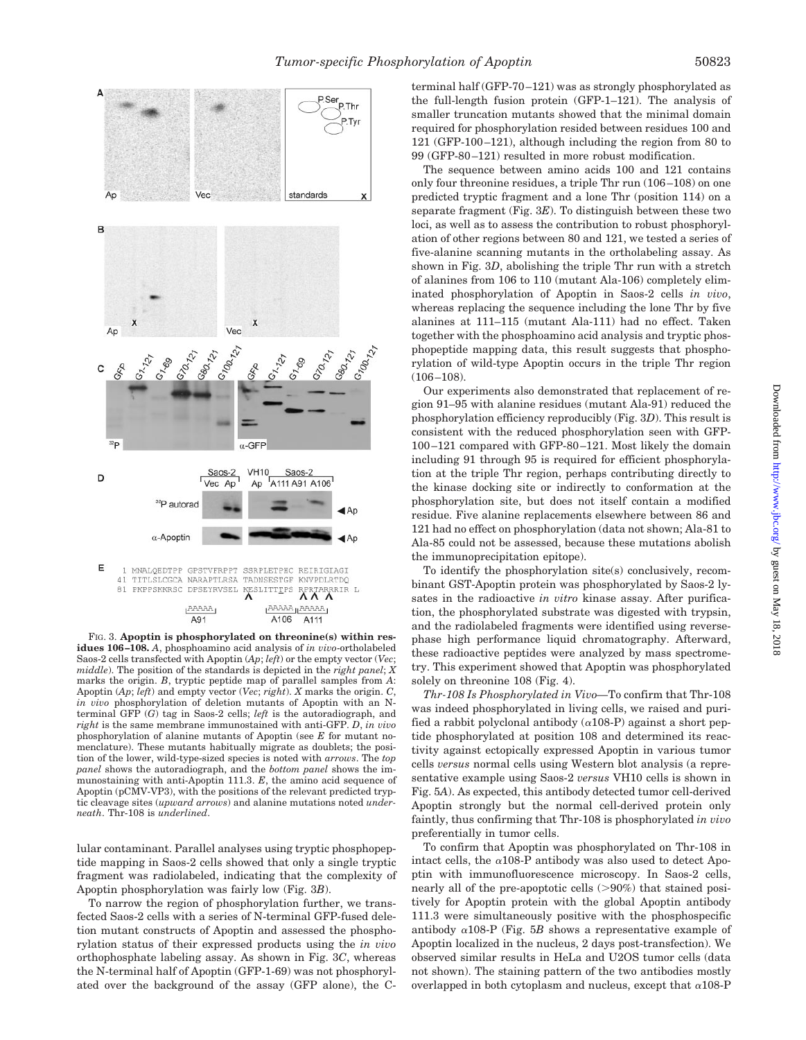FIG. 3. **Apoptin is phosphorylated on threonine(s) within residues 106–108.** *A*, phosphoamino acid analysis of *in vivo*-ortholabeled Saos-2 cells transfected with Apoptin (*Ap*; *left*) or the empty vector (*Vec*; *middle*). The position of the standards is depicted in the *right panel*; *X* marks the origin. *B*, tryptic peptide map of parallel samples from *A*: Apoptin (*Ap*; *left*) and empty vector (*Vec*; *right*). *X* marks the origin. *C*, *in vivo* phosphorylation of deletion mutants of Apoptin with an N-terminal GFP (*G*) tag in Saos-2 cells; *left* is the autoradiograph, and *right* is the same membrane immunostained with anti-GFP. *D*, *in vivo* phosphorylation of alanine mutants of Apoptin (see *E* for mutant nomenclature). These mutants habitually migrate as doublets; the position of the lower, wild-type-sized species is noted with *arrows*. The *top panel* shows the autoradiograph, and the *bottom panel* shows the immunostaining with anti-Apoptin 111.3. *E*, the amino acid sequence of Apoptin (pCMV-VP3), with the positions of the relevant predicted tryptic cleavage sites (*upward arrows*) and alanine mutations noted *underneath*. Thr-108 is *underlined*.

lular contaminant. Parallel analyses using tryptic phosphopeptide mapping in Saos-2 cells showed that only a single tryptic fragment was radiolabeled, indicating that the complexity of Apoptin phosphorylation was fairly low (Fig. 3*B*).

To narrow the region of phosphorylation further, we transfected Saos-2 cells with a series of N-terminal GFP-fused deletion mutant constructs of Apoptin and assessed the phosphorylation status of their expressed products using the *in vivo* orthophosphate labeling assay. As shown in Fig. 3*C*, whereas the N-terminal half of Apoptin (GFP-1-69) was not phosphorylated over the background of the assay (GFP alone), the C-terminal half (GFP-70–121) was as strongly phosphorylated as the full-length fusion protein (GFP-1–121). The analysis of smaller truncation mutants showed that the minimal domain required for phosphorylation resided between residues 100 and 121 (GFP-100–121), although including the region from 80 to 99 (GFP-80–121) resulted in more robust modification.

The sequence between amino acids 100 and 121 contains only four threonine residues, a triple Thr run (106–108) on one predicted tryptic fragment and a lone Thr (position 114) on a separate fragment (Fig. 3*E*). To distinguish between these two loci, as well as to assess the contribution to robust phosphorylation of other regions between 80 and 121, we tested a series of five-alanine scanning mutants in the ortholabeling assay. As shown in Fig. 3*D*, abolishing the triple Thr run with a stretch of alanines from 106 to 110 (mutant Ala-106) completely eliminated phosphorylation of Apoptin in Saos-2 cells *in vivo*, whereas replacing the sequence including the lone Thr by five alanines at 111–115 (mutant Ala-111) had no effect. Taken together with the phosphoamino acid analysis and tryptic phosphopeptide mapping data, this result suggests that phosphorylation of wild-type Apoptin occurs in the triple Thr region (106–108).

Our experiments also demonstrated that replacement of region 91–95 with alanine residues (mutant Ala-91) reduced the phosphorylation efficiency reproducibly (Fig. 3*D*). This result is consistent with the reduced phosphorylation seen with GFP-100–121 compared with GFP-80–121. Most likely the domain including 91 through 95 is required for efficient phosphorylation at the triple Thr region, perhaps contributing directly to the kinase docking site or indirectly to conformation at the phosphorylation site, but does not itself contain a modified residue. Five alanine replacements elsewhere between 86 and 121 had no effect on phosphorylation (data not shown; Ala-81 to Ala-85 could not be assessed, because these mutations abolish the immunoprecipitation epitope).

To identify the phosphorylation site(s) conclusively, recombinant GST-Apoptin protein was phosphorylated by Saos-2 lysates in the radioactive *in vitro* kinase assay. After purification, the phosphorylated substrate was digested with trypsin, and the radiolabeled fragments were identified using reverse-phase high performance liquid chromatography. Afterward, these radioactive peptides were analyzed by mass spectrometry. This experiment showed that Apoptin was phosphorylated solely on threonine 108 (Fig. 4).

*Thr-108 Is Phosphorylated in Vivo*—To confirm that Thr-108 was indeed phosphorylated in living cells, we raised and purified a rabbit polyclonal antibody (α108-P) against a short peptide phosphorylated at position 108 and determined its reactivity against ectopically expressed Apoptin in various tumor cells *versus* normal cells using Western blot analysis (a representative example using Saos-2 *versus* VH10 cells is shown in Fig. 5*A*). As expected, this antibody detected tumor cell-derived Apoptin strongly but the normal cell-derived protein only faintly, thus confirming that Thr-108 is phosphorylated *in vivo* preferentially in tumor cells.

To confirm that Apoptin was phosphorylated on Thr-108 in intact cells, the α108-P antibody was also used to detect Apoptin with immunofluorescence microscopy. In Saos-2 cells, nearly all of the pre-apoptotic cells (>90%) that stained positively for Apoptin protein with the global Apoptin antibody 111.3 were simultaneously positive with the phosphospecific antibody α108-P (Fig. 5*B* shows a representative example of Apoptin localized in the nucleus, 2 days post-transfection). We observed similar results in HeLa and U2OS tumor cells (data not shown). The staining pattern of the two antibodies mostly overlapped in both cytoplasm and nucleus, except that α108-P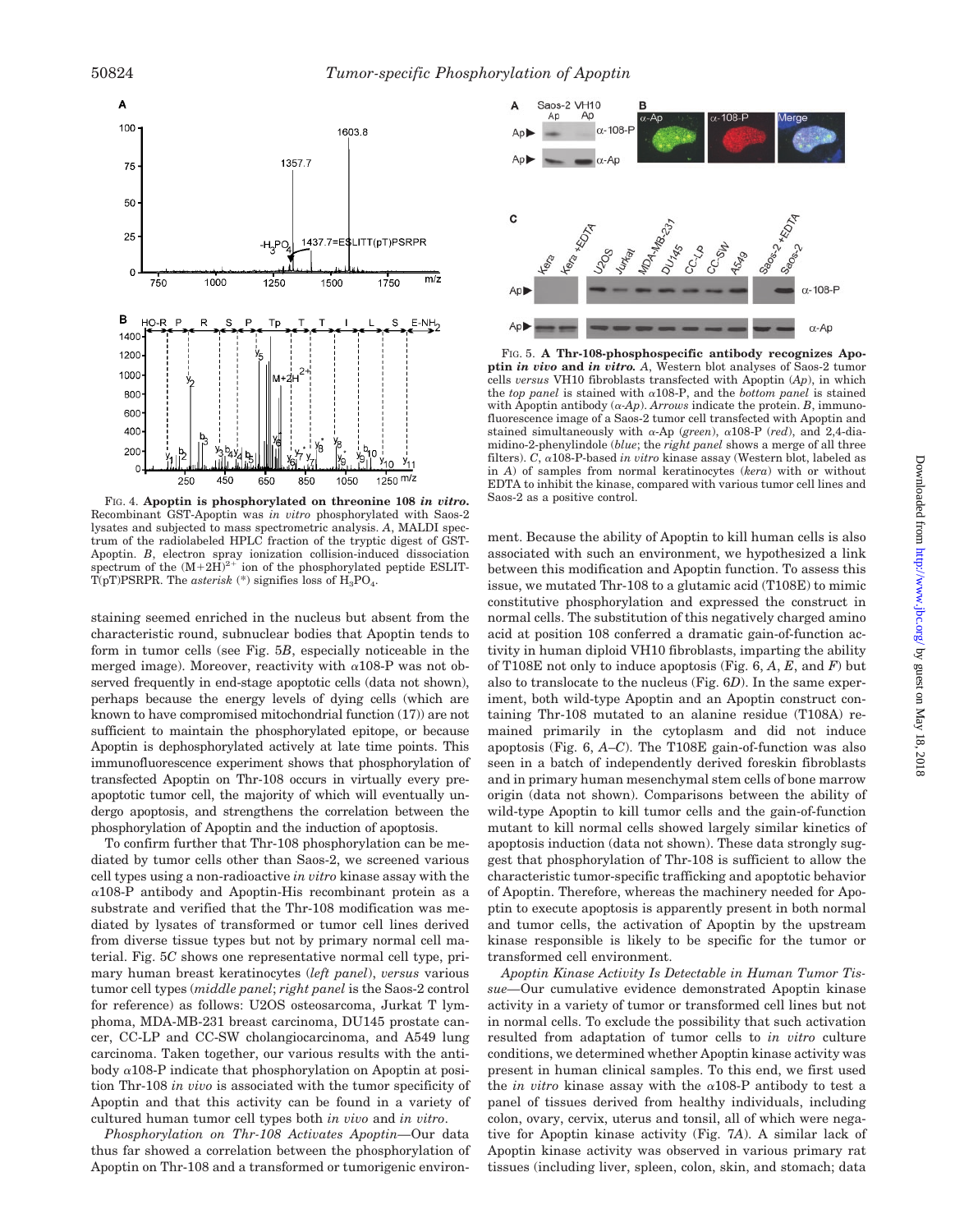FIG. 4. **Apoptin is phosphorylated on threonine 108 *in vitro*.** Recombinant GST-Apoptin was *in vitro* phosphorylated with Saos-2 lysates and subjected to mass spectrometric analysis. *A*, MALDI spectrum of the radiolabeled HPLC fraction of the tryptic digest of GST-Apoptin. *B*, electron spray ionization collision-induced dissociation spectrum of the $(M+2H)^{2+}$ ion of the phosphorylated peptide ESLITT(pT)PSRPR. The *asterisk* (*) signifies loss of $H_3PO_4$.

FIG. 5. **A Thr-108-phosphospecific antibody recognizes Apoptin *in vivo* and *in vitro*.** *A*, Western blot analyses of Saos-2 tumor cells *versus* VH10 fibroblasts transfected with Apoptin (*Ap*), in which the *top panel* is stained with α108-P, and the *bottom panel* is stained with Apoptin antibody (*α-Ap*). *Arrows* indicate the protein. *B*, immunofluorescence image of a Saos-2 tumor cell transfected with Apoptin and stained simultaneously with α-Ap (*green*), α108-P (*red*), and 2,4-diamidino-2-phenylindole (*blue*; the *right panel* shows a merge of all three filters). *C*, α108-P-based *in vitro* kinase assay (Western blot, labeled as in *A*) of samples from normal keratinocytes (*kera*) with or without EDTA to inhibit the kinase, compared with various tumor cell lines and Saos-2 as a positive control.

staining seemed enriched in the nucleus but absent from the characteristic round, subnuclear bodies that Apoptin tends to form in tumor cells (see Fig. 5*B*, especially noticeable in the merged image). Moreover, reactivity with α108-P was not observed frequently in end-stage apoptotic cells (data not shown), perhaps because the energy levels of dying cells (which are known to have compromised mitochondrial function (17)) are not sufficient to maintain the phosphorylated epitope, or because Apoptin is dephosphorylated actively at late time points. This immunofluorescence experiment shows that phosphorylation of transfected Apoptin on Thr-108 occurs in virtually every pre-apoptotic tumor cell, the majority of which will eventually undergo apoptosis, and strengthens the correlation between the phosphorylation of Apoptin and the induction of apoptosis.

To confirm further that Thr-108 phosphorylation can be mediated by tumor cells other than Saos-2, we screened various cell types using a non-radioactive *in vitro* kinase assay with the α108-P antibody and Apoptin-His recombinant protein as a substrate and verified that the Thr-108 modification was mediated by lysates of transformed or tumor cell lines derived from diverse tissue types but not by primary normal cell material. Fig. 5*C* shows one representative normal cell type, primary human breast keratinocytes (*left panel*), *versus* various tumor cell types (*middle panel*; *right panel* is the Saos-2 control for reference) as follows: U2OS osteosarcoma, Jurkat T lymphoma, MDA-MB-231 breast carcinoma, DU145 prostate cancer, CC-LP and CC-SW cholangiocarcinoma, and A549 lung carcinoma. Taken together, our various results with the antibody α108-P indicate that phosphorylation on Apoptin at position Thr-108 *in vivo* is associated with the tumor specificity of Apoptin and that this activity can be found in a variety of cultured human tumor cell types both *in vivo* and *in vitro*.

*Phosphorylation on Thr-108 Activates Apoptin*—Our data thus far showed a correlation between the phosphorylation of Apoptin on Thr-108 and a transformed or tumorigenic environment. Because the ability of Apoptin to kill human cells is also associated with such an environment, we hypothesized a link between this modification and Apoptin function. To assess this issue, we mutated Thr-108 to a glutamic acid (T108E) to mimic constitutive phosphorylation and expressed the construct in normal cells. The substitution of this negatively charged amino acid at position 108 conferred a dramatic gain-of-function activity in human diploid VH10 fibroblasts, imparting the ability of T108E not only to induce apoptosis (Fig. 6, *A*, *E*, and *F*) but also to translocate to the nucleus (Fig. 6*D*). In the same experiment, both wild-type Apoptin and an Apoptin construct containing Thr-108 mutated to an alanine residue (T108A) remained primarily in the cytoplasm and did not induce apoptosis (Fig. 6, *A–C*). The T108E gain-of-function was also seen in a batch of independently derived foreskin fibroblasts and in primary human mesenchymal stem cells of bone marrow origin (data not shown). Comparisons between the ability of wild-type Apoptin to kill tumor cells and the gain-of-function mutant to kill normal cells showed largely similar kinetics of apoptosis induction (data not shown). These data strongly suggest that phosphorylation of Thr-108 is sufficient to allow the characteristic tumor-specific trafficking and apoptotic behavior of Apoptin. Therefore, whereas the machinery needed for Apoptin to execute apoptosis is apparently present in both normal and tumor cells, the activation of Apoptin by the upstream kinase responsible is likely to be specific for the tumor or transformed cell environment.

*Apoptin Kinase Activity Is Detectable in Human Tumor Tissue*—Our cumulative evidence demonstrated Apoptin kinase activity in a variety of tumor or transformed cell lines but not in normal cells. To exclude the possibility that such activation resulted from adaptation of tumor cells to *in vitro* culture conditions, we determined whether Apoptin kinase activity was present in human clinical samples. To this end, we first used the *in vitro* kinase assay with the α108-P antibody to test a panel of tissues derived from healthy individuals, including colon, ovary, cervix, uterus and tonsil, all of which were negative for Apoptin kinase activity (Fig. 7*A*). A similar lack of Apoptin kinase activity was observed in various primary rat tissues (including liver, spleen, colon, skin, and stomach; data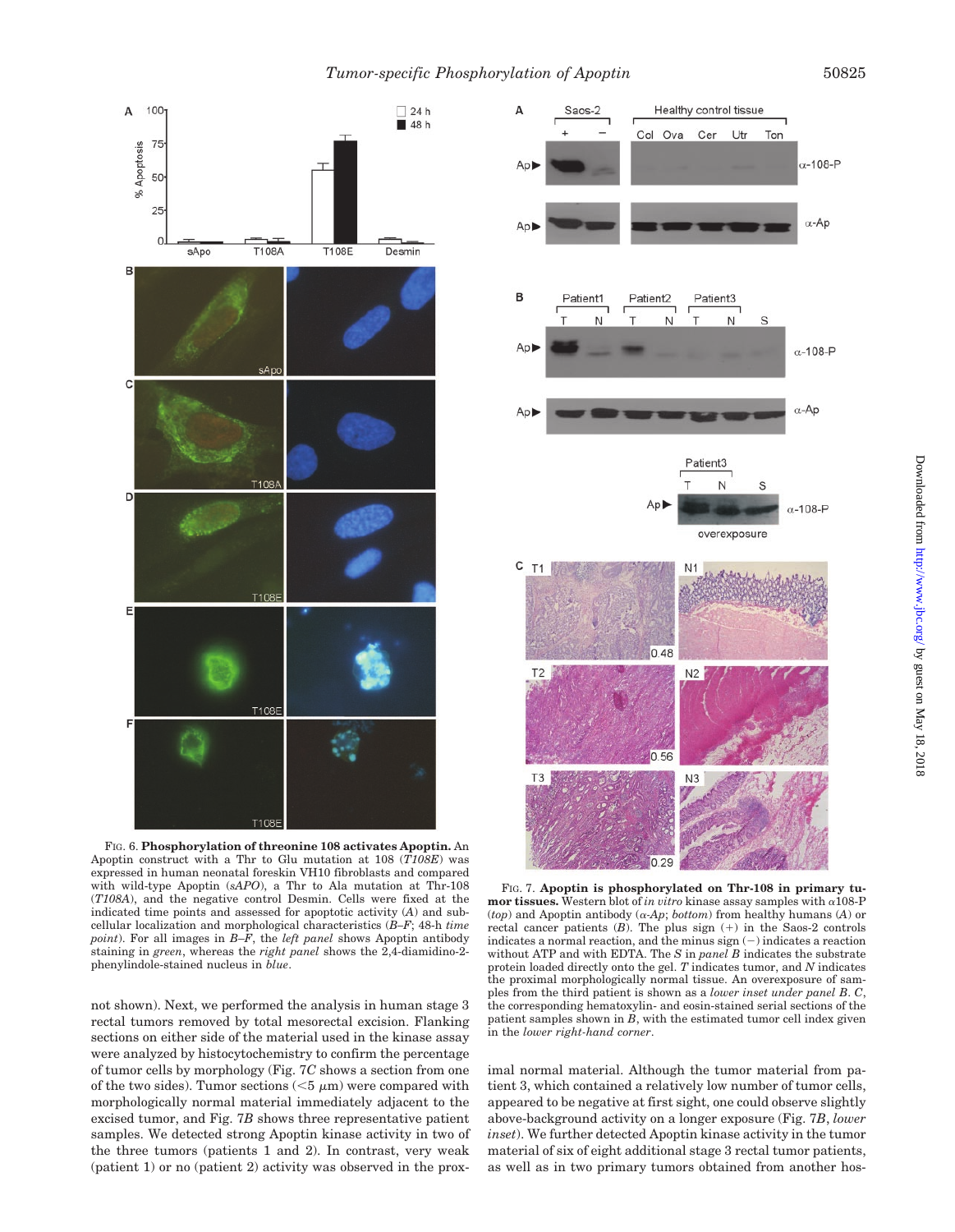FIG. 6. **Phosphorylation of threonine 108 activates Apoptin.** An Apoptin construct with a Thr to Glu mutation at 108 (*T108E*) was expressed in human neonatal foreskin VH10 fibroblasts and compared with wild-type Apoptin (*sAPO*), a Thr to Ala mutation at Thr-108 (*T108A*), and the negative control Desmin. Cells were fixed at the indicated time points and assessed for apoptotic activity (*A*) and subcellular localization and morphological characteristics (*B–F*; 48-h *time point*). For all images in *B–F*, the *left panel* shows Apoptin antibody staining in *green*, whereas the *right panel* shows the 2,4-diamidino-2-phenylindole-stained nucleus in *blue*.

FIG. 7. **Apoptin is phosphorylated on Thr-108 in primary tumor tissues.** Western blot of *in vitro* kinase assay samples with α108-P (*top*) and Apoptin antibody (*α-Ap*; *bottom*) from healthy humans (*A*) or rectal cancer patients (*B*). The plus sign (+) in the Saos-2 controls indicates a normal reaction, and the minus sign (−) indicates a reaction without ATP and with EDTA. The *S* in *panel B* indicates the substrate protein loaded directly onto the gel. *T* indicates tumor, and *N* indicates the proximal morphologically normal tissue. An overexposure of samples from the third patient is shown as a *lower inset under panel B*. *C*, the corresponding hematoxylin- and eosin-stained serial sections of the patient samples shown in *B*, with the estimated tumor cell index given in the *lower right-hand corner*.

not shown). Next, we performed the analysis in human stage 3 rectal tumors removed by total mesorectal excision. Flanking sections on either side of the material used in the kinase assay were analyzed by histocytochemistry to confirm the percentage of tumor cells by morphology (Fig. 7*C* shows a section from one of the two sides). Tumor sections (<5 μm) were compared with morphologically normal material immediately adjacent to the excised tumor, and Fig. 7*B* shows three representative patient samples. We detected strong Apoptin kinase activity in two of the three tumors (patients 1 and 2). In contrast, very weak (patient 1) or no (patient 2) activity was observed in the proximal normal material. Although the tumor material from patient 3, which contained a relatively low number of tumor cells, appeared to be negative at first sight, one could observe slightly above-background activity on a longer exposure (Fig. 7*B*, *lower inset*). We further detected Apoptin kinase activity in the tumor material of six of eight additional stage 3 rectal tumor patients, as well as in two primary tumors obtained from another hos-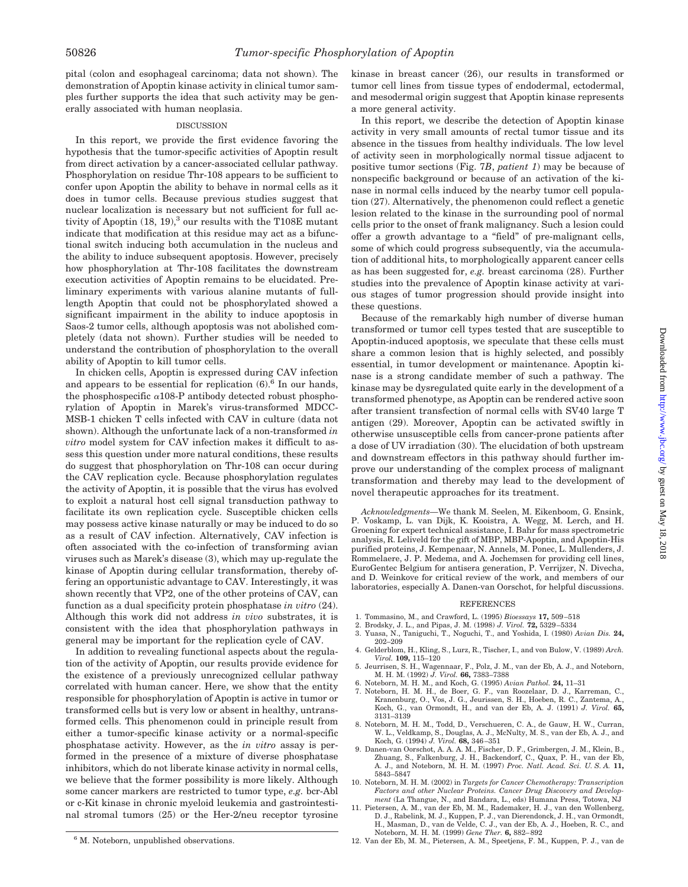pital (colon and esophageal carcinoma; data not shown). The demonstration of Apoptin kinase activity in clinical tumor samples further supports the idea that such activity may be generally associated with human neoplasia.

## DISCUSSION

In this report, we provide the first evidence favoring the hypothesis that the tumor-specific activities of Apoptin result from direct activation by a cancer-associated cellular pathway. Phosphorylation on residue Thr-108 appears to be sufficient to confer upon Apoptin the ability to behave in normal cells as it does in tumor cells. Because previous studies suggest that nuclear localization is necessary but not sufficient for full activity of Apoptin (18, 19),[3] our results with the T108E mutant indicate that modification at this residue may act as a bifunctional switch inducing both accumulation in the nucleus and the ability to induce subsequent apoptosis. However, precisely how phosphorylation at Thr-108 facilitates the downstream execution activities of Apoptin remains to be elucidated. Preliminary experiments with various alanine mutants of full-length Apoptin that could not be phosphorylated showed a significant impairment in the ability to induce apoptosis in Saos-2 tumor cells, although apoptosis was not abolished completely (data not shown). Further studies will be needed to understand the contribution of phosphorylation to the overall ability of Apoptin to kill tumor cells.

In chicken cells, Apoptin is expressed during CAV infection and appears to be essential for replication (6).[6] In our hands, the phosphospecific α108-P antibody detected robust phosphorylation of Apoptin in Marek's virus-transformed MDCC-MSB-1 chicken T cells infected with CAV in culture (data not shown). Although the unfortunate lack of a non-transformed *in vitro* model system for CAV infection makes it difficult to assess this question under more natural conditions, these results do suggest that phosphorylation on Thr-108 can occur during the CAV replication cycle. Because phosphorylation regulates the activity of Apoptin, it is possible that the virus has evolved to exploit a natural host cell signal transduction pathway to facilitate its own replication cycle. Susceptible chicken cells may possess active kinase naturally or may be induced to do so as a result of CAV infection. Alternatively, CAV infection is often associated with the co-infection of transforming avian viruses such as Marek's disease (3), which may up-regulate the kinase of Apoptin during cellular transformation, thereby offering an opportunistic advantage to CAV. Interestingly, it was shown recently that VP2, one of the other proteins of CAV, can function as a dual specificity protein phosphatase *in vitro* (24). Although this work did not address *in vivo* substrates, it is consistent with the idea that phosphorylation pathways in general may be important for the replication cycle of CAV.

In addition to revealing functional aspects about the regulation of the activity of Apoptin, our results provide evidence for the existence of a previously unrecognized cellular pathway correlated with human cancer. Here, we show that the entity responsible for phosphorylation of Apoptin is active in tumor or transformed cells but is very low or absent in healthy, untransformed cells. This phenomenon could in principle result from either a tumor-specific kinase activity or a normal-specific phosphatase activity. However, as the *in vitro* assay is performed in the presence of a mixture of diverse phosphatase inhibitors, which do not liberate kinase activity in normal cells, we believe that the former possibility is more likely. Although some cancer markers are restricted to tumor type, *e.g.* bcr-Abl or c-Kit kinase in chronic myeloid leukemia and gastrointestinal stromal tumors (25) or the Her-2/neu receptor tyrosine kinase in breast cancer (26), our results in transformed or tumor cell lines from tissue types of endodermal, ectodermal, and mesodermal origin suggest that Apoptin kinase represents a more general activity.

In this report, we describe the detection of Apoptin kinase activity in very small amounts of rectal tumor tissue and its absence in the tissues from healthy individuals. The low level of activity seen in morphologically normal tissue adjacent to positive tumor sections (Fig. 7*B*, *patient 1*) may be because of nonspecific background or because of an activation of the kinase in normal cells induced by the nearby tumor cell population (27). Alternatively, the phenomenon could reflect a genetic lesion related to the kinase in the surrounding pool of normal cells prior to the onset of frank malignancy. Such a lesion could offer a growth advantage to a "field" of pre-malignant cells, some of which could progress subsequently, via the accumulation of additional hits, to morphologically apparent cancer cells as has been suggested for, *e.g.* breast carcinoma (28). Further studies into the prevalence of Apoptin kinase activity at various stages of tumor progression should provide insight into these questions.

Because of the remarkably high number of diverse human transformed or tumor cell types tested that are susceptible to Apoptin-induced apoptosis, we speculate that these cells must share a common lesion that is highly selected, and possibly essential, in tumor development or maintenance. Apoptin kinase is a strong candidate member of such a pathway. The kinase may be dysregulated quite early in the development of a transformed phenotype, as Apoptin can be rendered active soon after transient transfection of normal cells with SV40 large T antigen (29). Moreover, Apoptin can be activated swiftly in otherwise unsusceptible cells from cancer-prone patients after a dose of UV irradiation (30). The elucidation of both upstream and downstream effectors in this pathway should further improve our understanding of the complex process of malignant transformation and thereby may lead to the development of novel therapeutic approaches for its treatment.

*Acknowledgments*—We thank M. Seelen, M. Eikenboom, G. Ensink, P. Voskamp, L. van Dijk, K. Kooistra, A. Wegg, M. Lerch, and H. Groening for expert technical assistance, I. Bahr for mass spectrometric analysis, R. Leliveld for the gift of MBP, MBP-Apoptin, and Apoptin-His purified proteins, J. Kempenaar, N. Annels, M. Ponec, L. Mullenders, J. Rommelaere, J. P. Medema, and A. Jochemsen for providing cell lines, EuroGentec Belgium for antisera generation, P. Verrijzer, N. Divecha, and D. Weinkove for critical review of the work, and members of our laboratories, especially A. Danen-van Oorschot, for helpful discussions.

## REFERENCES

1. Tommasino, M., and Crawford, L. (1995) *Bioessays* **17,** 509–518
2. Brodsky, J. L., and Pipas, J. M. (1998) *J. Virol.* **72,** 5329–5334
3. Yuasa, N., Taniguchi, T., Noguchi, T., and Yoshida, I. (1980) *Avian Dis.* **24,** 202–209
4. Gelderblom, H., Kling, S., Lurz, R., Tischer, I., and von Bulow, V. (1989) *Arch. Virol.* **109,** 115–120
5. Jeurrisen, S. H., Wagenaar, F., Polz, J. M., van der Eb, A. J., and Noteborn, M. H. M. (1992) *J. Virol.* **66,** 7383–7388
6. Noteborn, M. H. M., and Koch, G. (1995) *Avian Pathol.* **24,** 11–31
7. Noteborn, H. M. H., de Boer, G. F., van Roozelaar, D. J., Karreman, C., Kranenburg, O., Vos, J. G., Jeurissen, S. H., Hoeben, R. C., Zantema, A., Koch, G., van Ormondt, H., and van der Eb, A. J. (1991) *J. Virol.* **65,** 3131–3139
8. Noteborn, M. H. M., Todd, D., Verschueren, C. A., de Gauw, H. W., Curran, W. L., Veldkamp, S., Douglas, A. J., McNulty, M. S., van der Eb, A. J., and Koch, G. (1994) *J. Virol.* **68,** 346–351
9. Danen-van Oorschot, A. A. A. M., Fischer, D. F., Grimbergen, J. M., Klein, B., Zhuang, S., Falkenburg, J. H., Backendorf, C., Quax, P. H., van der Eb, A. J., and Noteborn, M. H. M. (1997) *Proc. Natl. Acad. Sci. U. S. A.* **11,** 5843–5847
10. Noteborn, M. H. M. (2002) in *Targets for Cancer Chemotherapy: Transcription Factors and other Nuclear Proteins. Cancer Drug Discovery and Development* (La Thangue, N., and Bandara, L., eds) Humana Press, Totowa, NJ
11. Pietersen, A. M., van der Eb, M. M., Rademaker, H. J., van den Wollenberg, D. J., Rabelink, M. J., Kuppen, P. J., van Dierendonck, J. H., van Ormondt, H., Masman, D., van de Velde, C. J., van der Eb, A. J., Hoeben, R. C., and Noteborn, M. H. M. (1999) *Gene Ther.* **6,** 882–892
12. Van der Eb, M. M., Pietersen, A. M., Speetjens, F. M., Kuppen, P. J., van de

[6] M. Noteborn, unpublished observations.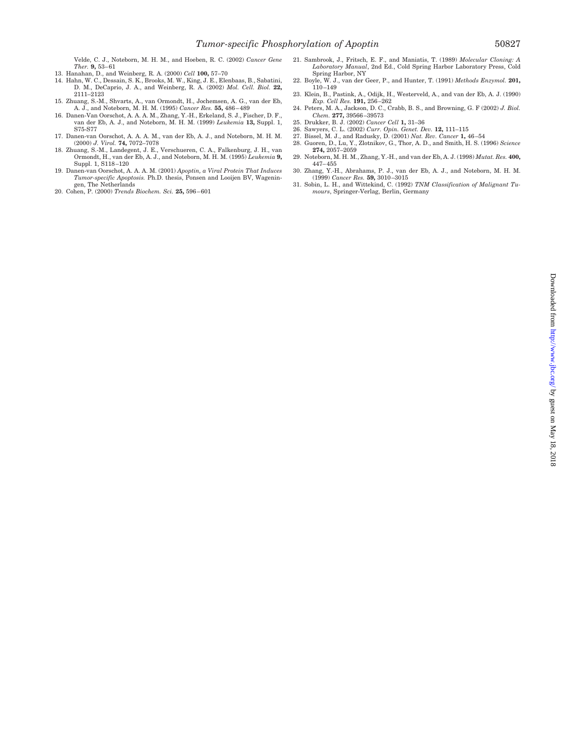Velde, C. J., Noteborn, M. H. M., and Hoeben, R. C. (2002) *Cancer Gene Ther.* **9,** 53–61

13. Hanahan, D., and Weinberg, R. A. (2000) *Cell* **100,** 57–70
14. Hahn, W. C., Dessain, S. K., Brooks, M. W., King, J. E., Elenbaas, B., Sabatini, D. M., DeCaprio, J. A., and Weinberg, R. A. (2002) *Mol. Cell. Biol.* **22,** 2111–2123
15. Zhuang, S.-M., Shvarts, A., van Ormondt, H., Jochemsen, A. G., van der Eb, A. J., and Noteborn, M. H. M. (1995) *Cancer Res.* **55,** 486–489
16. Danen-Van Oorschot, A. A. A. M., Zhang, Y.-H., Erkeland, S. J., Fischer, D. F., van der Eb, A. J., and Noteborn, M. H. M. (1999) *Leukemia* **13,** Suppl. 1, S75-S77
17. Danen-van Oorschot, A. A. A. M., van der Eb, A. J., and Noteborn, M. H. M. (2000) *J. Virol.* **74,** 7072–7078
18. Zhuang, S.-M., Landegent, J. E., Verschueren, C. A., Falkenburg, J. H., van Ormondt, H., van der Eb, A. J., and Noteborn, M. H. M. (1995) *Leukemia* **9,** Suppl. 1, S118–120
19. Danen-van Oorschot, A. A. A. M. (2001) *Apoptin, a Viral Protein That Induces Tumor-specific Apoptosis.* Ph.D. thesis, Ponsen and Looijen BV, Wageningen, The Netherlands
20. Cohen, P. (2000) *Trends Biochem. Sci.* **25,** 596–601
21. Sambrook, J., Fritsch, E. F., and Maniatis, T. (1989) *Molecular Cloning: A Laboratory Manual*, 2nd Ed., Cold Spring Harbor Laboratory Press, Cold Spring Harbor, NY
22. Boyle, W. J., van der Geer, P., and Hunter, T. (1991) *Methods Enzymol.* **201,** 110–149
23. Klein, B., Pastink, A., Odijk, H., Westerveld, A., and van der Eb, A. J. (1990) *Exp. Cell Res.* **191,** 256–262
24. Peters, M. A., Jackson, D. C., Crabb, B. S., and Browning, G. F (2002) *J. Biol. Chem.* **277,** 39566–39573
25. Drukker, B. J. (2002) *Cancer Cell* **1,** 31–36
26. Sawyers, C. L. (2002) *Curr. Opin. Genet. Dev.* **12,** 111–115
27. Bissel, M. J., and Radusky, D. (2001) *Nat. Rev. Cancer* **1,** 46–54
28. Guoren, D., Lu, Y., Zlotnikov, G., Thor, A. D., and Smith, H. S. (1996) *Science* **274,** 2057–2059
29. Noteborn, M. H. M., Zhang, Y.-H., and van der Eb, A. J. (1998) *Mutat. Res.* **400,** 447–455
30. Zhang, Y.-H., Abrahams, P. J., van der Eb, A. J., and Noteborn, M. H. M. (1999) *Cancer Res.* **59,** 3010–3015
31. Sobin, L. H., and Wittekind, C. (1992) *TNM Classification of Malignant Tumours*, Springer-Verlag, Berlin, Germany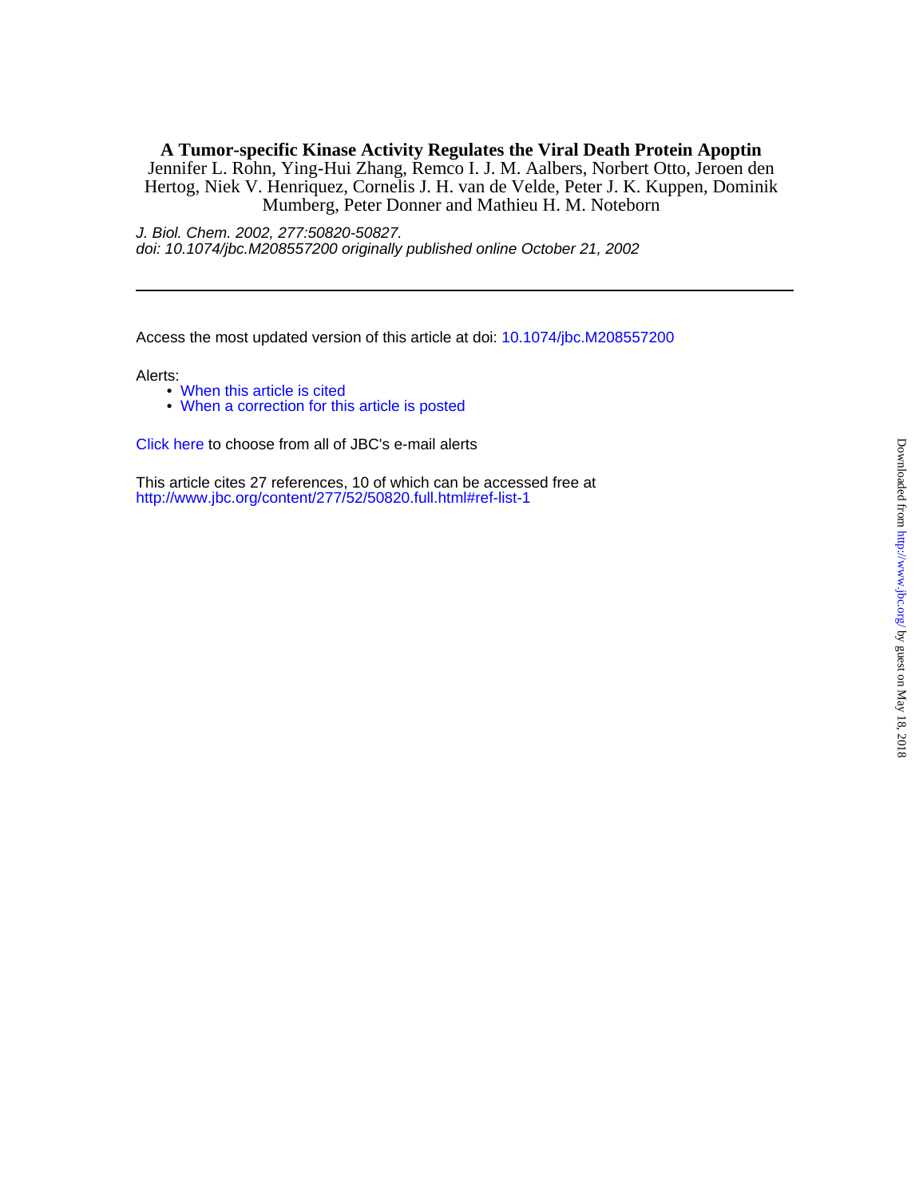**A Tumor-specific Kinase Activity Regulates the Viral Death Protein Apoptin**

Jennifer L. Rohn, Ying-Hui Zhang, Remco I. J. M. Aalbers, Norbert Otto, Jeroen den Hertog, Niek V. Henriquez, Cornelis J. H. van de Velde, Peter J. K. Kuppen, Dominik Mumberg, Peter Donner and Mathieu H. M. Noteborn

*J. Biol. Chem. 2002, 277:50820-50827.*
*doi: 10.1074/jbc.M208557200 originally published online October 21, 2002*

---

Access the most updated version of this article at doi: 10.1074/jbc.M208557200

Alerts:

- When this article is cited
- When a correction for this article is posted

Click here to choose from all of JBC's e-mail alerts

This article cites 27 references, 10 of which can be accessed free at
http://www.jbc.org/content/277/52/50820.full.html#ref-list-1

Downloaded from http://www.jbc.org/ by guest on May 18, 2018